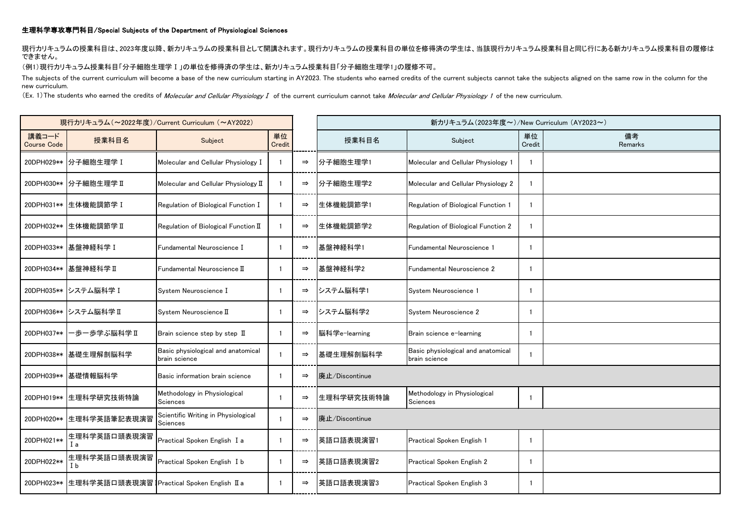## 生理科学専攻専門科目/Special Subjects of the Department of Physiological Sciences

現行カリキュラムの授業科目は、2023年度以降、新カリキュラムの授業科目として開講されます。現行カリキュラムの授業科目の単位を修得済の学生は、当該現行カリキュラム授業科目と同じ行にある新カリキュラム授業科目の履修はできません。

(例1)現行カリキュラム授業科目「分子細胞生理学Ⅰ」の単位を修得済の学生は、新カリキュラム授業科目「分子細胞生理学1」の履修不可。

The subjects of the current curriculum will become a base of the new curriculum starting in AY2023. The students who earned credits of the current subjects cannot take the subjects aligned on the same row in the column for the new curriculum.

(Ex. 1) The students who earned the credits of *Molecular and Cellular Physiology Ⅰ* of the current curriculum cannot take *Molecular and Cellular Physiology 1* of the new curriculum.

| 現行カリキュラム(～2022年度)/Current Curriculum (～AY2022) | | | | | 新カリキュラム(2023年度～)/New Curriculum (AY2023～) | | | |
|---|---|---|---|---|---|---|---|---|
| 講義コード Course Code | 授業科目名 | Subject | 単位 Credit | | 授業科目名 | Subject | 単位 Credit | 備考 Remarks |
| 20DPH029** | 分子細胞生理学Ⅰ | Molecular and Cellular Physiology Ⅰ | 1 | ⇒ | 分子細胞生理学1 | Molecular and Cellular Physiology 1 | 1 | |
| 20DPH030** | 分子細胞生理学Ⅱ | Molecular and Cellular Physiology Ⅱ | 1 | ⇒ | 分子細胞生理学2 | Molecular and Cellular Physiology 2 | 1 | |
| 20DPH031** | 生体機能調節学Ⅰ | Regulation of Biological Function Ⅰ | 1 | ⇒ | 生体機能調節学1 | Regulation of Biological Function 1 | 1 | |
| 20DPH032** | 生体機能調節学Ⅱ | Regulation of Biological Function Ⅱ | 1 | ⇒ | 生体機能調節学2 | Regulation of Biological Function 2 | 1 | |
| 20DPH033** | 基盤神経科学Ⅰ | Fundamental Neuroscience Ⅰ | 1 | ⇒ | 基盤神経科学1 | Fundamental Neuroscience 1 | 1 | |
| 20DPH034** | 基盤神経科学Ⅱ | Fundamental Neuroscience Ⅱ | 1 | ⇒ | 基盤神経科学2 | Fundamental Neuroscience 2 | 1 | |
| 20DPH035** | システム脳科学Ⅰ | System Neuroscience Ⅰ | 1 | ⇒ | システム脳科学1 | System Neuroscience 1 | 1 | |
| 20DPH036** | システム脳科学Ⅱ | System Neuroscience Ⅱ | 1 | ⇒ | システム脳科学2 | System Neuroscience 2 | 1 | |
| 20DPH037** | 一歩一歩学ぶ脳科学Ⅱ | Brain science step by step Ⅱ | 1 | ⇒ | 脳科学e-learning | Brain science e-learning | 1 | |
| 20DPH038** | 基礎生理解剖脳科学 | Basic physiological and anatomical brain science | 1 | ⇒ | 基礎生理解剖脳科学 | Basic physiological and anatomical brain science | 1 | |
| 20DPH039** | 基礎情報脳科学 | Basic information brain science | 1 | ⇒ | 廃止/Discontinue | | | |
| 20DPH019** | 生理科学研究技術特論 | Methodology in Physiological Sciences | 1 | ⇒ | 生理科学研究技術特論 | Methodology in Physiological Sciences | 1 | |
| 20DPH020** | 生理科学英語筆記表現演習 | Scientific Writing in Physiological Sciences | 1 | ⇒ | 廃止/Discontinue | | | |
| 20DPH021** | 生理科学英語口頭表現演習Ⅰa | Practical Spoken English Ⅰa | 1 | ⇒ | 英語口語表現演習1 | Practical Spoken English 1 | 1 | |
| 20DPH022** | 生理科学英語口頭表現演習Ⅰb | Practical Spoken English Ⅰb | 1 | ⇒ | 英語口語表現演習2 | Practical Spoken English 2 | 1 | |
| 20DPH023** | 生理科学英語口頭表現演習Ⅱa | Practical Spoken English Ⅱa | 1 | ⇒ | 英語口語表現演習3 | Practical Spoken English 3 | 1 | |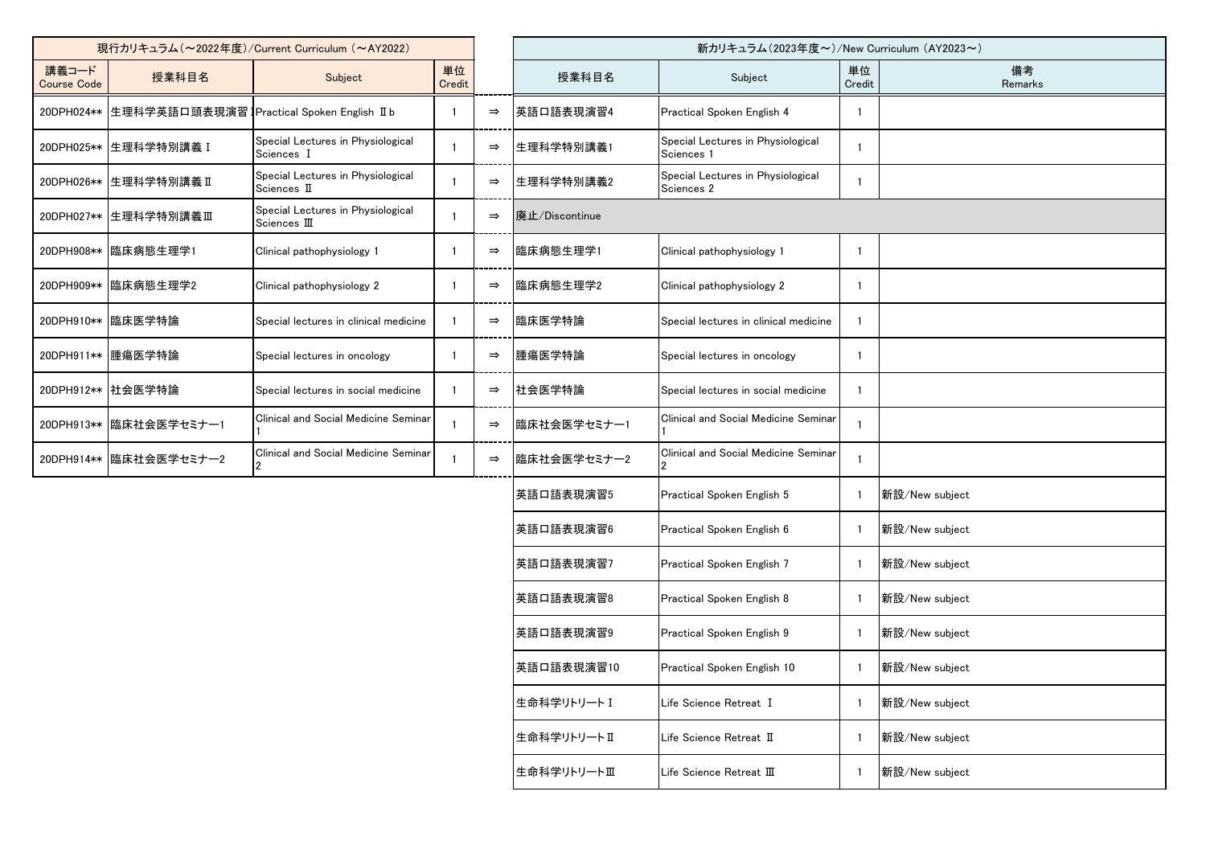| 現行カリキュラム（～2022年度）/Current Curriculum（～AY2022） | | | | | 新カリキュラム（2023年度～）/New Curriculum（AY2023～） | | | |
|---|---|---|---|---|---|---|---|---|
| 講義コード Course Code | 授業科目名 | Subject | 単位 Credit | | 授業科目名 | Subject | 単位 Credit | 備考 Remarks |
| 20DPH024** | 生理科学英語口頭表現演習Ⅰ | Practical Spoken English Ⅱb | 1 | ⇒ | 英語口語表現演習4 | Practical Spoken English 4 | 1 | |
| 20DPH025** | 生理科学特別講義Ⅰ | Special Lectures in Physiological Sciences Ⅰ | 1 | ⇒ | 生理科学特別講義1 | Special Lectures in Physiological Sciences 1 | 1 | |
| 20DPH026** | 生理科学特別講義Ⅱ | Special Lectures in Physiological Sciences Ⅱ | 1 | ⇒ | 生理科学特別講義2 | Special Lectures in Physiological Sciences 2 | 1 | |
| 20DPH027** | 生理科学特別講義Ⅲ | Special Lectures in Physiological Sciences Ⅲ | 1 | ⇒ | 廃止/Discontinue | | | |
| 20DPH908** | 臨床病態生理学1 | Clinical pathophysiology 1 | 1 | ⇒ | 臨床病態生理学1 | Clinical pathophysiology 1 | 1 | |
| 20DPH909** | 臨床病態生理学2 | Clinical pathophysiology 2 | 1 | ⇒ | 臨床病態生理学2 | Clinical pathophysiology 2 | 1 | |
| 20DPH910** | 臨床医学特論 | Special lectures in clinical medicine | 1 | ⇒ | 臨床医学特論 | Special lectures in clinical medicine | 1 | |
| 20DPH911** | 腫瘍医学特論 | Special lectures in oncology | 1 | ⇒ | 腫瘍医学特論 | Special lectures in oncology | 1 | |
| 20DPH912** | 社会医学特論 | Special lectures in social medicine | 1 | ⇒ | 社会医学特論 | Special lectures in social medicine | 1 | |
| 20DPH913** | 臨床社会医学セミナー1 | Clinical and Social Medicine Seminar 1 | 1 | ⇒ | 臨床社会医学セミナー1 | Clinical and Social Medicine Seminar 1 | 1 | |
| 20DPH914** | 臨床社会医学セミナー2 | Clinical and Social Medicine Seminar 2 | 1 | ⇒ | 臨床社会医学セミナー2 | Clinical and Social Medicine Seminar 2 | 1 | |
| | | | | | 英語口語表現演習5 | Practical Spoken English 5 | 1 | 新設/New subject |
| | | | | | 英語口語表現演習6 | Practical Spoken English 6 | 1 | 新設/New subject |
| | | | | | 英語口語表現演習7 | Practical Spoken English 7 | 1 | 新設/New subject |
| | | | | | 英語口語表現演習8 | Practical Spoken English 8 | 1 | 新設/New subject |
| | | | | | 英語口語表現演習9 | Practical Spoken English 9 | 1 | 新設/New subject |
| | | | | | 英語口語表現演習10 | Practical Spoken English 10 | 1 | 新設/New subject |
| | | | | | 生命科学リトリートⅠ | Life Science Retreat Ⅰ | 1 | 新設/New subject |
| | | | | | 生命科学リトリートⅡ | Life Science Retreat Ⅱ | 1 | 新設/New subject |
| | | | | | 生命科学リトリートⅢ | Life Science Retreat Ⅲ | 1 | 新設/New subject |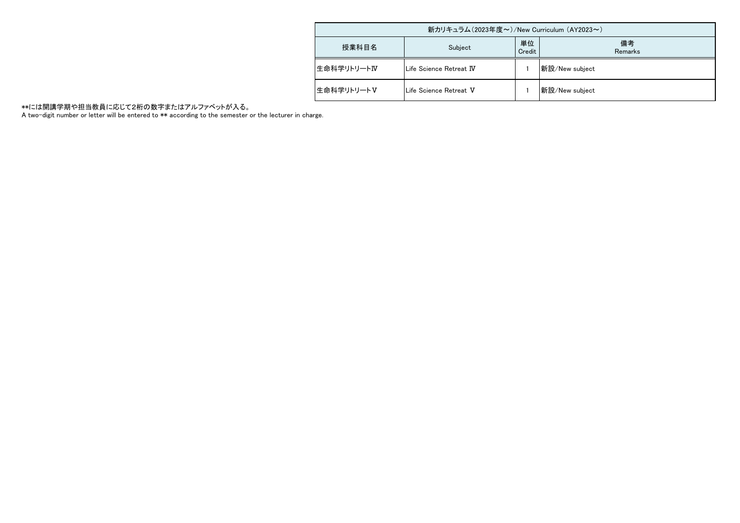| 新カリキュラム（2023年度～）/New Curriculum（AY2023～） | | | |
|---|---|---|---|
| 授業科目名 | Subject | 単位 Credit | 備考 Remarks |
| 生命科学リトリートⅣ | Life Science Retreat Ⅳ | 1 | 新設/New subject |
| 生命科学リトリートⅤ | Life Science Retreat Ⅴ | 1 | 新設/New subject |

**には開講学期や担当教員に応じて2桁の数字またはアルファベットが入る。
A two-digit number or letter will be entered to ** according to the semester or the lecturer in charge.